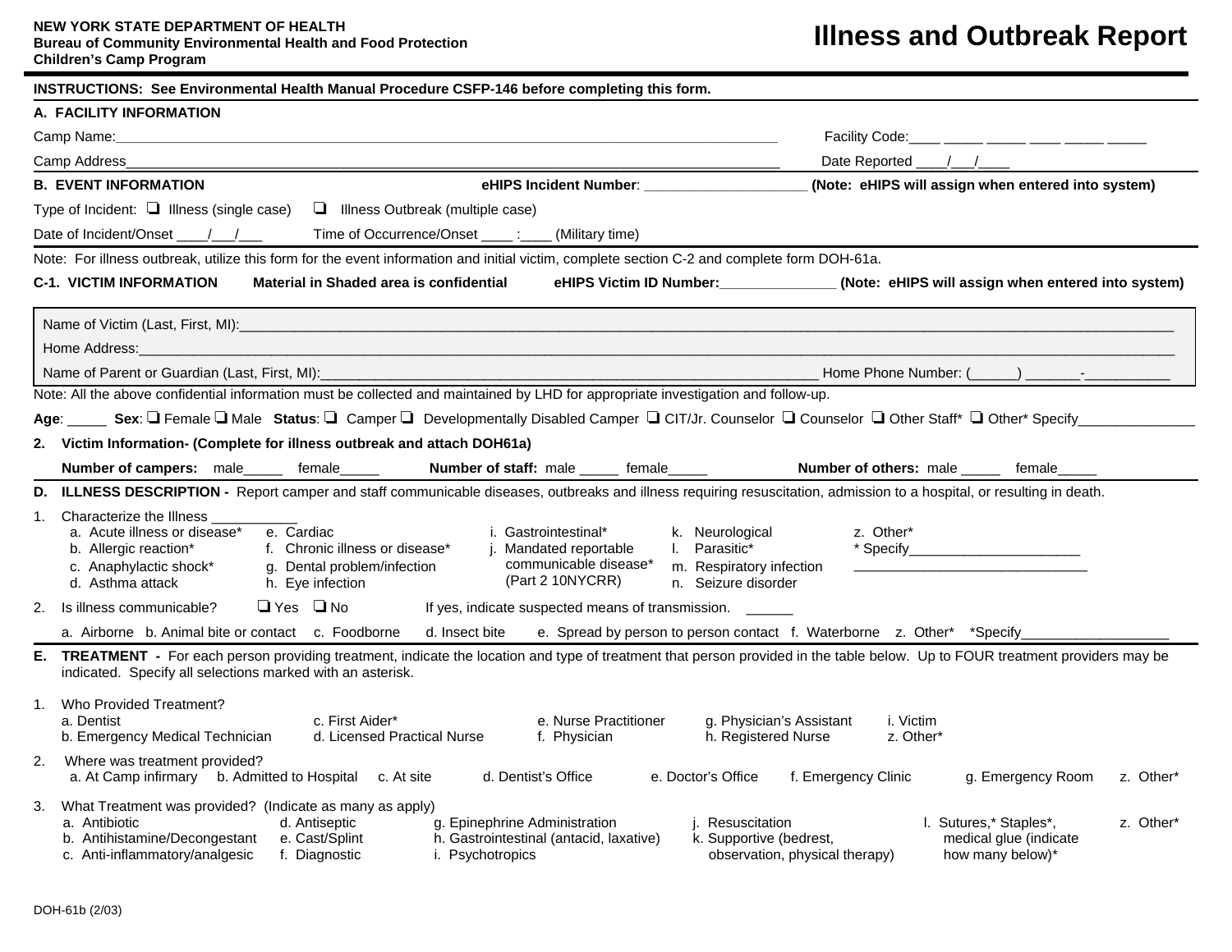**NEW YORK STATE DEPARTMENT OF HEALTH**
**Bureau of Community Environmental Health and Food Protection**
**Children's Camp Program**

# Illness and Outbreak Report

**INSTRUCTIONS: See Environmental Health Manual Procedure CSFP-146 before completing this form.**

## A. FACILITY INFORMATION

Camp Name:_______________________________________________________________________ Facility Code:____ _____ _____ ____ _____ _____

Camp Address_______________________________________________________________________ Date Reported ____/___/____

## B. EVENT INFORMATION

**eHIPS Incident Number**: ____________________ **(Note: eHIPS will assign when entered into system)**

Type of Incident: ❑ Illness (single case) ❑ Illness Outbreak (multiple case)

Date of Incident/Onset ____/___/___ Time of Occurrence/Onset ____ :____ (Military time)

Note: For illness outbreak, utilize this form for the event information and initial victim, complete section C-2 and complete form DOH-61a.

**C-1. VICTIM INFORMATION** **Material in Shaded area is confidential** **eHIPS Victim ID Number:______________ (Note: eHIPS will assign when entered into system)**

Name of Victim (Last, First, MI):_______________________________________________________________________

Home Address:_______________________________________________________________________

Name of Parent or Guardian (Last, First, MI):____________________________________________ Home Phone Number: (______) _______-__________

Note: All the above confidential information must be collected and maintained by LHD for appropriate investigation and follow-up.

**Age**: _____ **Sex**: ❑ Female ❑ Male **Status**: ❑ Camper ❑ Developmentally Disabled Camper ❑ CIT/Jr. Counselor ❑ Counselor ❑ Other Staff* ❑ Other* Specify_______________

**2. Victim Information- (Complete for illness outbreak and attach DOH61a)**

**Number of campers:** male_____ female_____ **Number of staff:** male _____ female_____ **Number of others:** male _____ female_____

## D. ILLNESS DESCRIPTION - Report camper and staff communicable diseases, outbreaks and illness requiring resuscitation, admission to a hospital, or resulting in death.

1. Characterize the Illness __________
   - a. Acute illness or disease*
   - b. Allergic reaction*
   - c. Anaphylactic shock*
   - d. Asthma attack
   - e. Cardiac
   - f. Chronic illness or disease*
   - g. Dental problem/infection
   - h. Eye infection
   - i. Gastrointestinal*
   - j. Mandated reportable communicable disease* (Part 2 10NYCRR)
   - k. Neurological
   - l. Parasitic*
   - m. Respiratory infection
   - n. Seizure disorder
   - z. Other*
   
   \* Specify______________________
   _____________________________

2. Is illness communicable? ❑ Yes ❑ No If yes, indicate suspected means of transmission. ______

   a. Airborne b. Animal bite or contact c. Foodborne d. Insect bite e. Spread by person to person contact f. Waterborne z. Other* *Specify__________________

## E. TREATMENT - For each person providing treatment, indicate the location and type of treatment that person provided in the table below. Up to FOUR treatment providers may be indicated. Specify all selections marked with an asterisk.

1. Who Provided Treatment?
   - a. Dentist
   - b. Emergency Medical Technician
   - c. First Aider*
   - d. Licensed Practical Nurse
   - e. Nurse Practitioner
   - f. Physician
   - g. Physician's Assistant
   - h. Registered Nurse
   - i. Victim
   - z. Other*

2. Where was treatment provided?
   - a. At Camp infirmary
   - b. Admitted to Hospital
   - c. At site
   - d. Dentist's Office
   - e. Doctor's Office
   - f. Emergency Clinic
   - g. Emergency Room
   - z. Other*

3. What Treatment was provided? (Indicate as many as apply)
   - a. Antibiotic
   - b. Antihistamine/Decongestant
   - c. Anti-inflammatory/analgesic
   - d. Antiseptic
   - e. Cast/Splint
   - f. Diagnostic
   - g. Epinephrine Administration
   - h. Gastrointestinal (antacid, laxative)
   - i. Psychotropics
   - j. Resuscitation
   - k. Supportive (bedrest, observation, physical therapy)
   - l. Sutures,* Staples*, medical glue (indicate how many below)*
   - z. Other*

DOH-61b (2/03)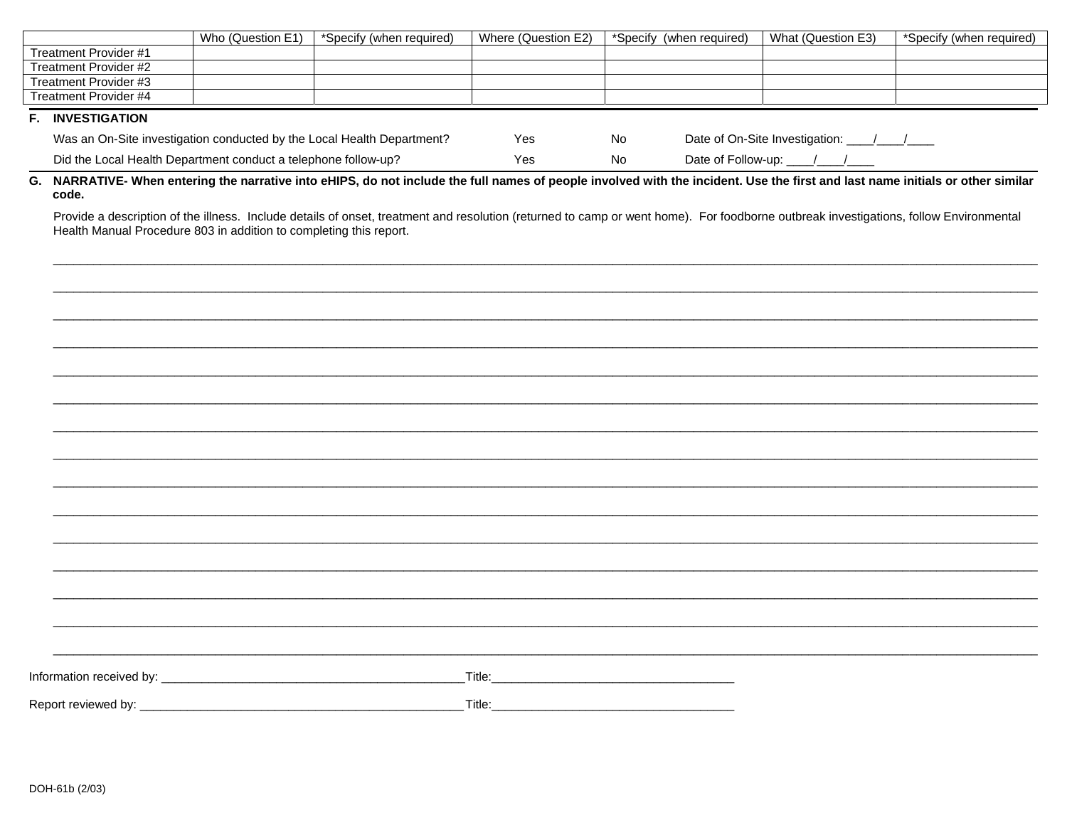| | Who (Question E1) | *Specify (when required) | Where (Question E2) | *Specify (when required) | What (Question E3) | *Specify (when required) |
|---|---|---|---|---|---|---|
| Treatment Provider #1 | | | | | | |
| Treatment Provider #2 | | | | | | |
| Treatment Provider #3 | | | | | | |
| Treatment Provider #4 | | | | | | |

## F. INVESTIGATION

Was an On-Site investigation conducted by the Local Health Department? Yes No Date of On-Site Investigation: ____/____/____

Did the Local Health Department conduct a telephone follow-up? Yes No Date of Follow-up: ____/____/____

## G. NARRATIVE- When entering the narrative into eHIPS, do not include the full names of people involved with the incident. Use the first and last name initials or other similar code.

Provide a description of the illness. Include details of onset, treatment and resolution (returned to camp or went home). For foodborne outbreak investigations, follow Environmental Health Manual Procedure 803 in addition to completing this report.

______________________________________________________________________________________________________

______________________________________________________________________________________________________

______________________________________________________________________________________________________

______________________________________________________________________________________________________

______________________________________________________________________________________________________

______________________________________________________________________________________________________

______________________________________________________________________________________________________

______________________________________________________________________________________________________

______________________________________________________________________________________________________

______________________________________________________________________________________________________

______________________________________________________________________________________________________

______________________________________________________________________________________________________

______________________________________________________________________________________________________

______________________________________________________________________________________________________

______________________________________________________________________________________________________

Information received by: ______________________________________________ Title:____________________________________

Report reviewed by: __________________________________________________ Title:____________________________________

DOH-61b (2/03)